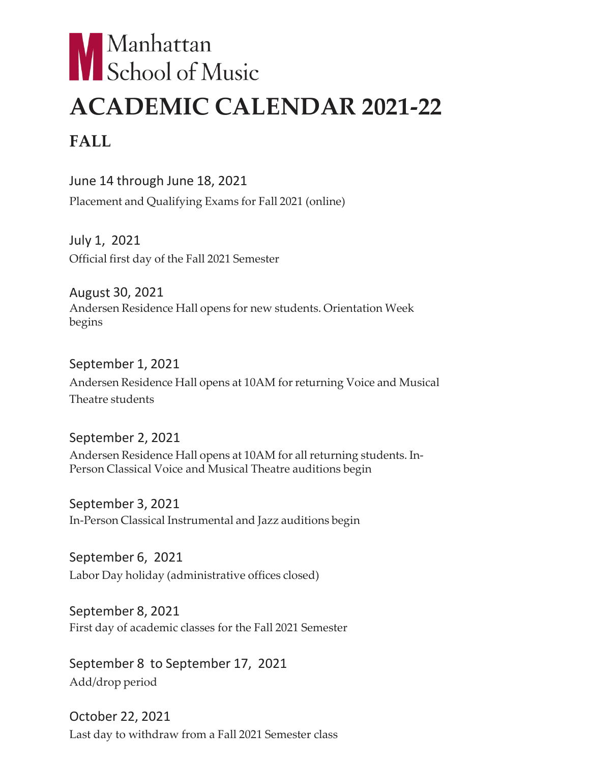# Manhattan School of Music

# ACADEMIC CALENDAR 2021-22

## FALL

June 14 through June 18, 2021
Placement and Qualifying Exams for Fall 2021 (online)

July 1, 2021
Official first day of the Fall 2021 Semester

August 30, 2021
Andersen Residence Hall opens for new students. Orientation Week begins

September 1, 2021
Andersen Residence Hall opens at 10AM for returning Voice and Musical Theatre students

September 2, 2021
Andersen Residence Hall opens at 10AM for all returning students. In-Person Classical Voice and Musical Theatre auditions begin

September 3, 2021
In-Person Classical Instrumental and Jazz auditions begin

September 6, 2021
Labor Day holiday (administrative offices closed)

September 8, 2021
First day of academic classes for the Fall 2021 Semester

September 8 to September 17, 2021
Add/drop period

October 22, 2021
Last day to withdraw from a Fall 2021 Semester class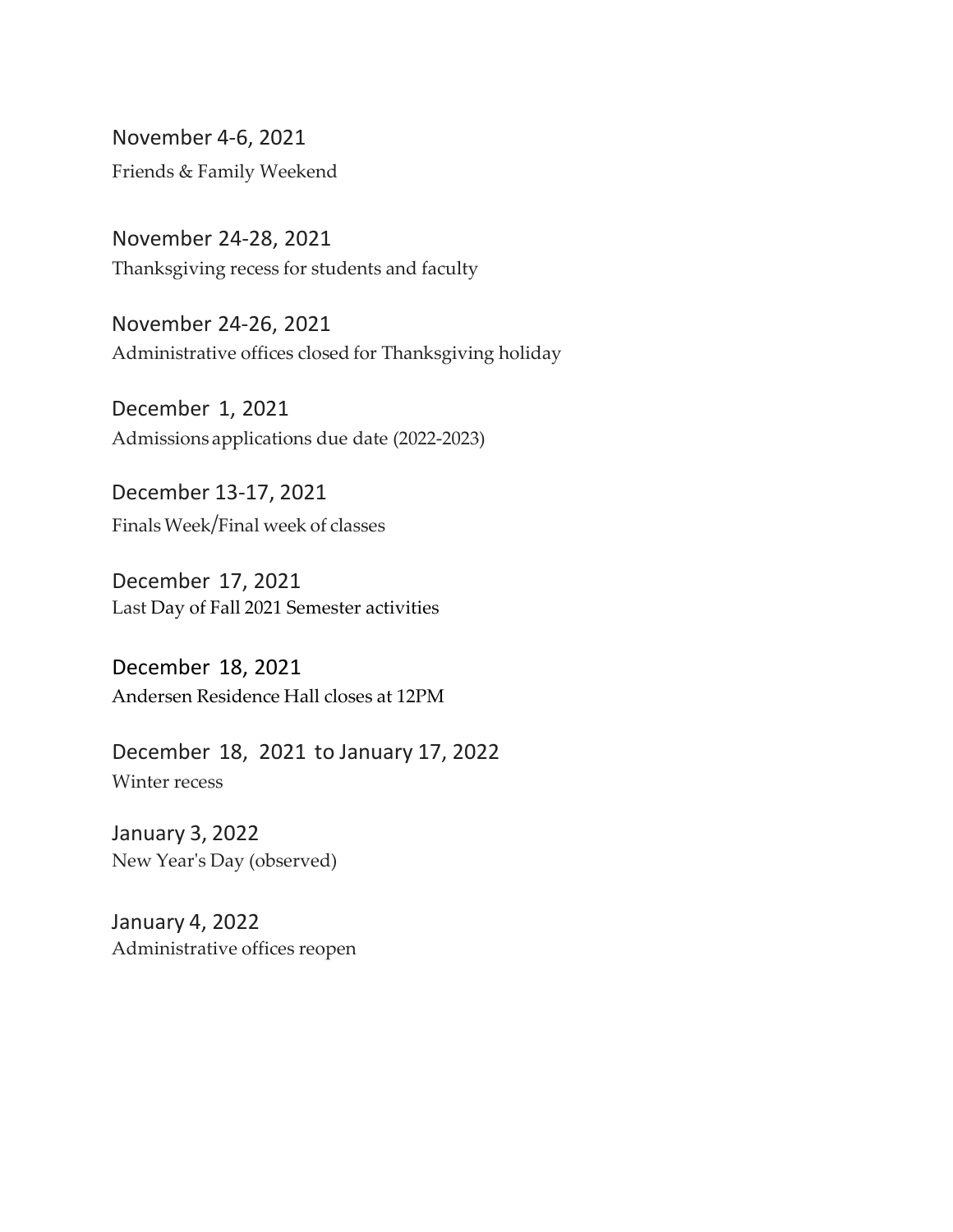November 4-6, 2021
Friends & Family Weekend

November 24-28, 2021
Thanksgiving recess for students and faculty

November 24-26, 2021
Administrative offices closed for Thanksgiving holiday

December 1, 2021
Admissions applications due date (2022-2023)

December 13-17, 2021
Finals Week/Final week of classes

December 17, 2021
Last Day of Fall 2021 Semester activities

December 18, 2021
Andersen Residence Hall closes at 12PM

December 18, 2021 to January 17, 2022
Winter recess

January 3, 2022
New Year's Day (observed)

January 4, 2022
Administrative offices reopen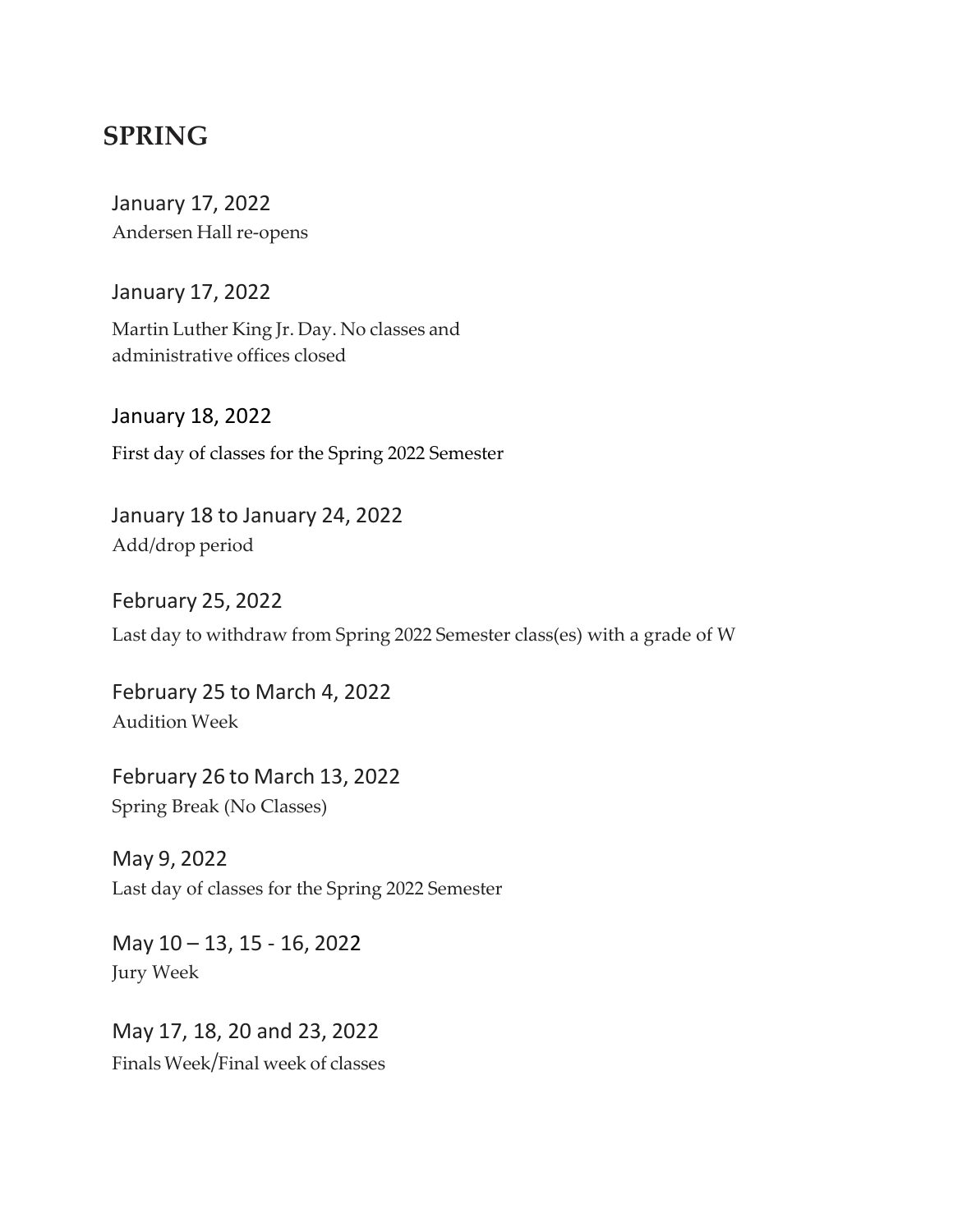## SPRING

January 17, 2022
Andersen Hall re-opens

January 17, 2022
Martin Luther King Jr. Day. No classes and administrative offices closed

January 18, 2022
First day of classes for the Spring 2022 Semester

January 18 to January 24, 2022
Add/drop period

February 25, 2022
Last day to withdraw from Spring 2022 Semester class(es) with a grade of W

February 25 to March 4, 2022
Audition Week

February 26 to March 13, 2022
Spring Break (No Classes)

May 9, 2022
Last day of classes for the Spring 2022 Semester

May 10 – 13, 15 - 16, 2022
Jury Week

May 17, 18, 20 and 23, 2022
Finals Week/Final week of classes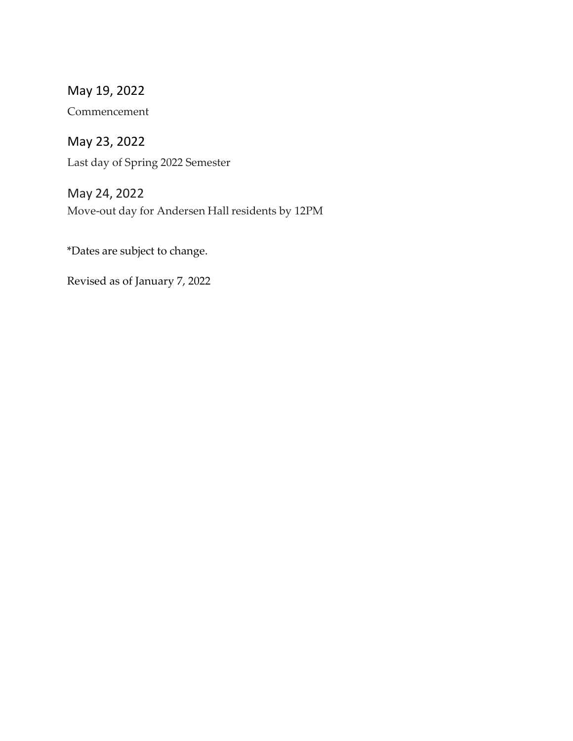### May 19, 2022

Commencement

### May 23, 2022

Last day of Spring 2022 Semester

### May 24, 2022

Move-out day for Andersen Hall residents by 12PM

*Dates are subject to change.

Revised as of January 7, 2022